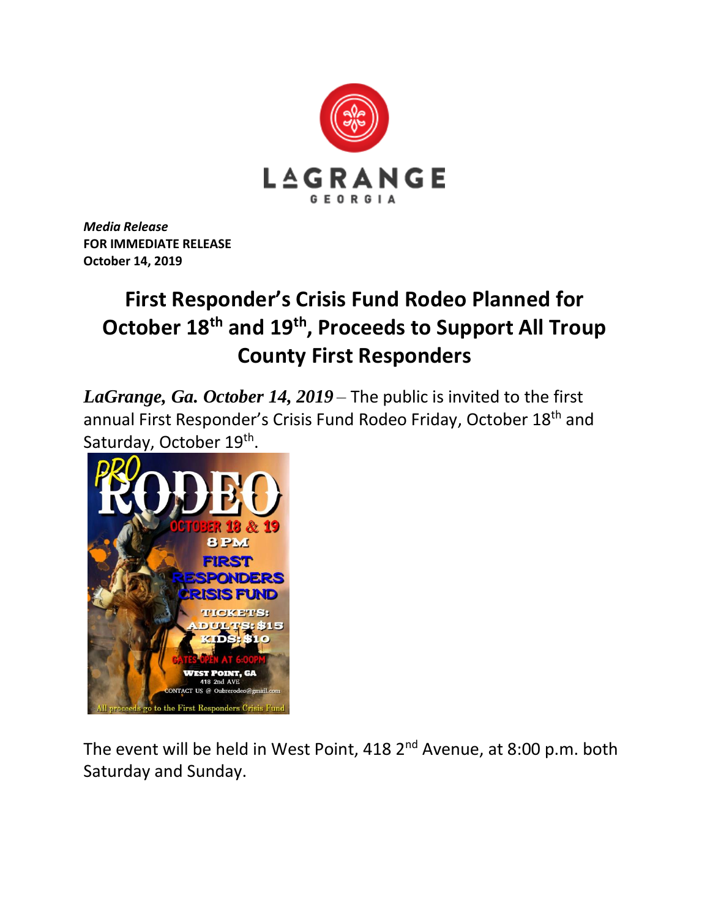*Media Release*
**FOR IMMEDIATE RELEASE**
**October 14, 2019**

# First Responder's Crisis Fund Rodeo Planned for October 18th and 19th, Proceeds to Support All Troup County First Responders

***LaGrange, Ga. October 14, 2019*** – The public is invited to the first annual First Responder's Crisis Fund Rodeo Friday, October 18th and Saturday, October 19th.

The event will be held in West Point, 418 2nd Avenue, at 8:00 p.m. both Saturday and Sunday.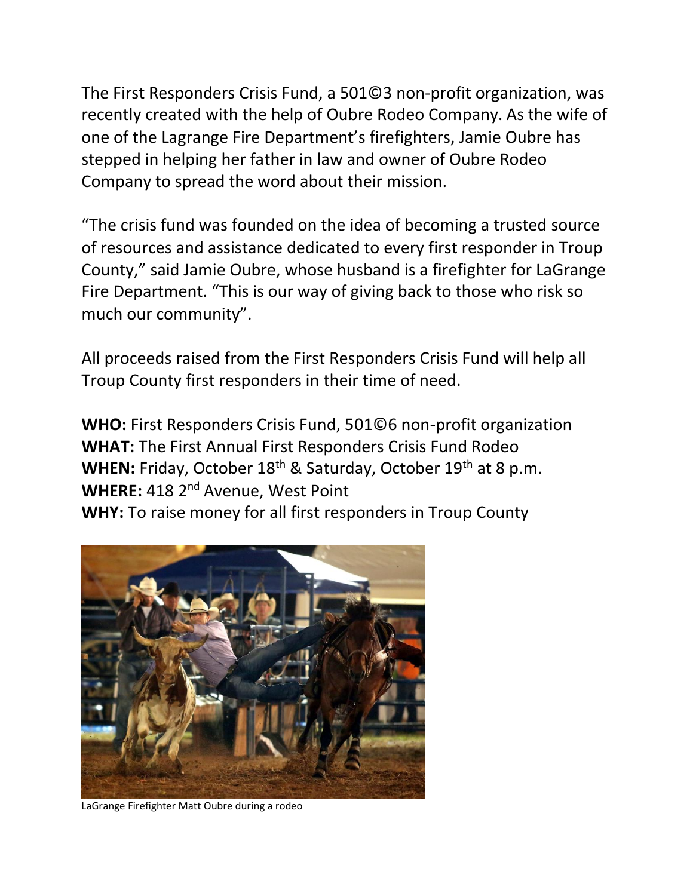The First Responders Crisis Fund, a 501©3 non-profit organization, was recently created with the help of Oubre Rodeo Company. As the wife of one of the Lagrange Fire Department's firefighters, Jamie Oubre has stepped in helping her father in law and owner of Oubre Rodeo Company to spread the word about their mission.

"The crisis fund was founded on the idea of becoming a trusted source of resources and assistance dedicated to every first responder in Troup County," said Jamie Oubre, whose husband is a firefighter for LaGrange Fire Department. "This is our way of giving back to those who risk so much our community".

All proceeds raised from the First Responders Crisis Fund will help all Troup County first responders in their time of need.

**WHO:** First Responders Crisis Fund, 501©6 non-profit organization
**WHAT:** The First Annual First Responders Crisis Fund Rodeo
**WHEN:** Friday, October 18th & Saturday, October 19th at 8 p.m.
**WHERE:** 418 2nd Avenue, West Point
**WHY:** To raise money for all first responders in Troup County

LaGrange Firefighter Matt Oubre during a rodeo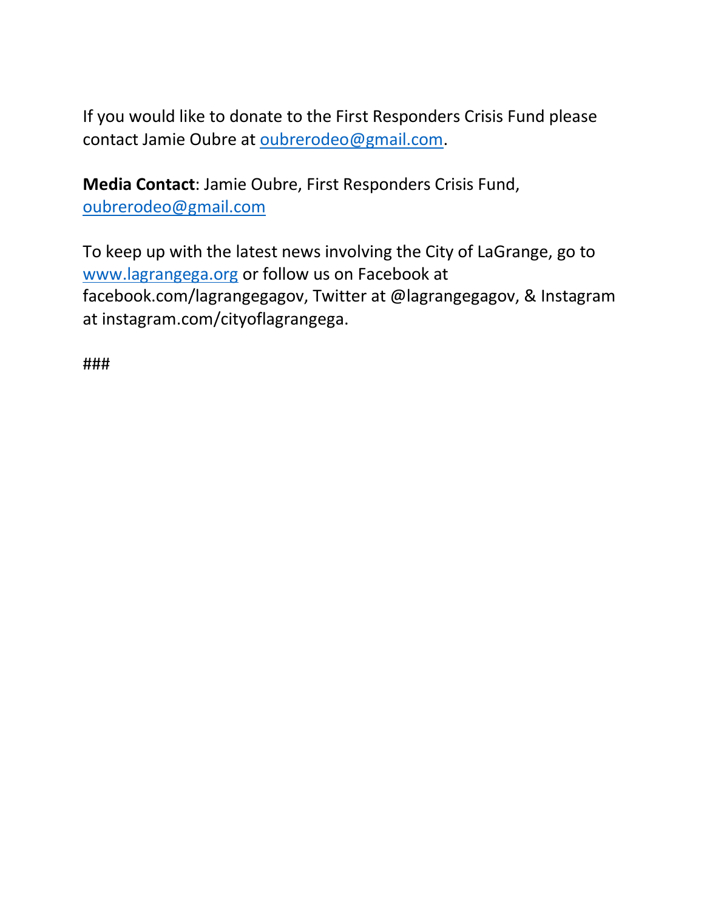If you would like to donate to the First Responders Crisis Fund please contact Jamie Oubre at oubrerodeo@gmail.com.

**Media Contact**: Jamie Oubre, First Responders Crisis Fund, oubrerodeo@gmail.com

To keep up with the latest news involving the City of LaGrange, go to www.lagrangega.org or follow us on Facebook at facebook.com/lagrangegagov, Twitter at @lagrangegagov, & Instagram at instagram.com/cityoflagrangega.

###